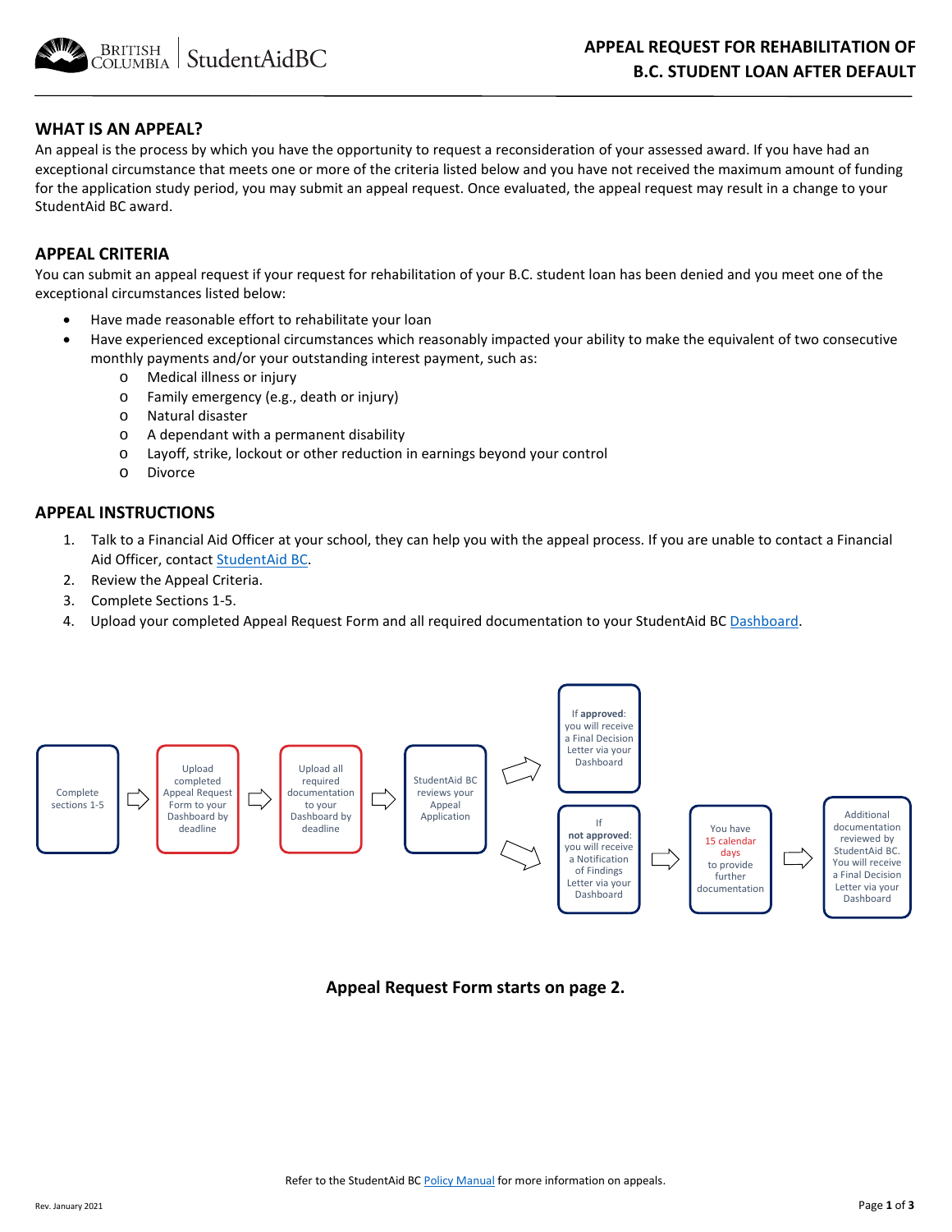# APPEAL REQUEST FOR REHABILITATION OF B.C. STUDENT LOAN AFTER DEFAULT

## WHAT IS AN APPEAL?

An appeal is the process by which you have the opportunity to request a reconsideration of your assessed award. If you have had an exceptional circumstance that meets one or more of the criteria listed below and you have not received the maximum amount of funding for the application study period, you may submit an appeal request. Once evaluated, the appeal request may result in a change to your StudentAid BC award.

## APPEAL CRITERIA

You can submit an appeal request if your request for rehabilitation of your B.C. student loan has been denied and you meet one of the exceptional circumstances listed below:

- Have made reasonable effort to rehabilitate your loan
- Have experienced exceptional circumstances which reasonably impacted your ability to make the equivalent of two consecutive monthly payments and/or your outstanding interest payment, such as:
  - Medical illness or injury
  - Family emergency (e.g., death or injury)
  - Natural disaster
  - A dependant with a permanent disability
  - Layoff, strike, lockout or other reduction in earnings beyond your control
  - Divorce

## APPEAL INSTRUCTIONS

1. Talk to a Financial Aid Officer at your school, they can help you with the appeal process. If you are unable to contact a Financial Aid Officer, contact StudentAid BC.
2. Review the Appeal Criteria.
3. Complete Sections 1-5.
4. Upload your completed Appeal Request Form and all required documentation to your StudentAid BC Dashboard.

Complete sections 1-5 → Upload completed Appeal Request Form to your Dashboard by deadline → Upload all required documentation to your Dashboard by deadline → StudentAid BC reviews your Appeal Application →

- If **approved**: you will receive a Final Decision Letter via your Dashboard
- If **not approved**: you will receive a Notification of Findings Letter via your Dashboard → You have 15 calendar days to provide further documentation → Additional documentation reviewed by StudentAid BC. You will receive a Final Decision Letter via your Dashboard

**Appeal Request Form starts on page 2.**

Refer to the StudentAid BC Policy Manual for more information on appeals.

Rev. January 2021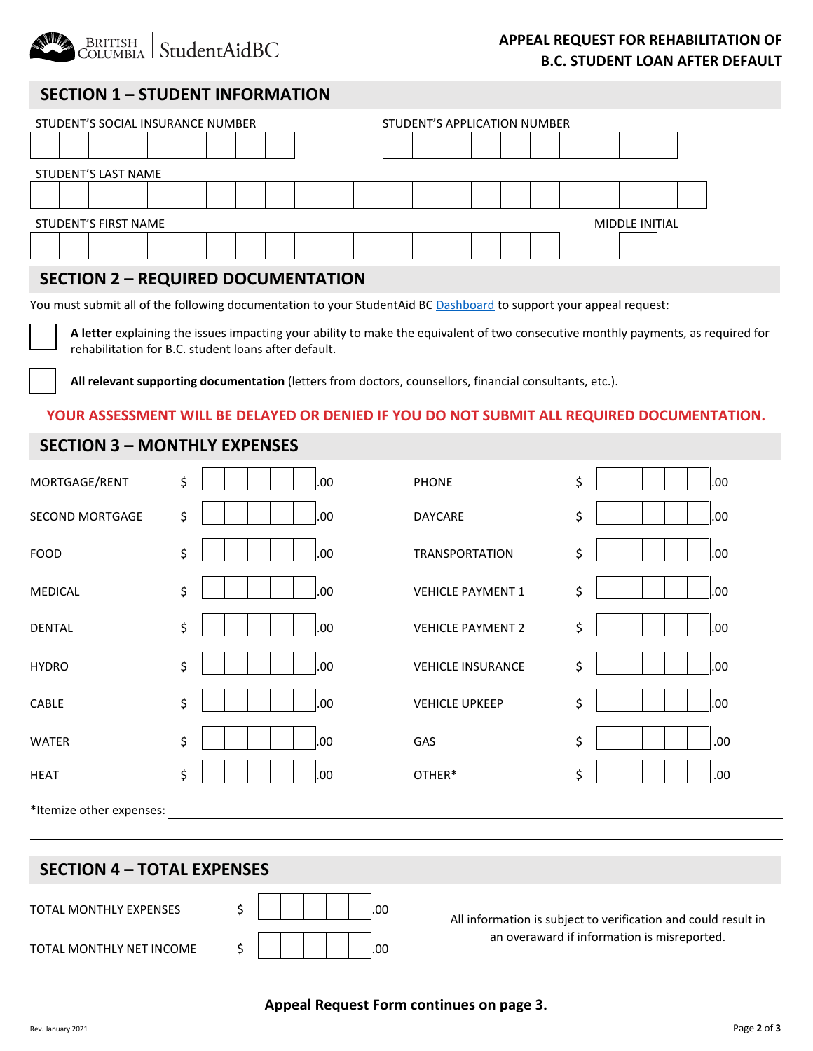**APPEAL REQUEST FOR REHABILITATION OF B.C. STUDENT LOAN AFTER DEFAULT**

## SECTION 1 – STUDENT INFORMATION

STUDENT'S SOCIAL INSURANCE NUMBER

STUDENT'S APPLICATION NUMBER

STUDENT'S LAST NAME

STUDENT'S FIRST NAME

MIDDLE INITIAL

## SECTION 2 – REQUIRED DOCUMENTATION

You must submit all of the following documentation to your StudentAid BC Dashboard to support your appeal request:

- ☐ **A letter** explaining the issues impacting your ability to make the equivalent of two consecutive monthly payments, as required for rehabilitation for B.C. student loans after default.
- ☐ **All relevant supporting documentation** (letters from doctors, counsellors, financial consultants, etc.).

**YOUR ASSESSMENT WILL BE DELAYED OR DENIED IF YOU DO NOT SUBMIT ALL REQUIRED DOCUMENTATION.**

## SECTION 3 – MONTHLY EXPENSES

| | | | |
|---|---|---|---|
| MORTGAGE/RENT | $ .00 | PHONE | $ .00 |
| SECOND MORTGAGE | $ .00 | DAYCARE | $ .00 |
| FOOD | $ .00 | TRANSPORTATION | $ .00 |
| MEDICAL | $ .00 | VEHICLE PAYMENT 1 | $ .00 |
| DENTAL | $ .00 | VEHICLE PAYMENT 2 | $ .00 |
| HYDRO | $ .00 | VEHICLE INSURANCE | $ .00 |
| CABLE | $ .00 | VEHICLE UPKEEP | $ .00 |
| WATER | $ .00 | GAS | $ .00 |
| HEAT | $ .00 | OTHER* | $ .00 |

*Itemize other expenses: ______________________________

## SECTION 4 – TOTAL EXPENSES

| | |
|---|---|
| TOTAL MONTHLY EXPENSES | $ .00 |
| TOTAL MONTHLY NET INCOME | $ .00 |

All information is subject to verification and could result in an overaward if information is misreported.

**Appeal Request Form continues on page 3.**

Rev. January 2021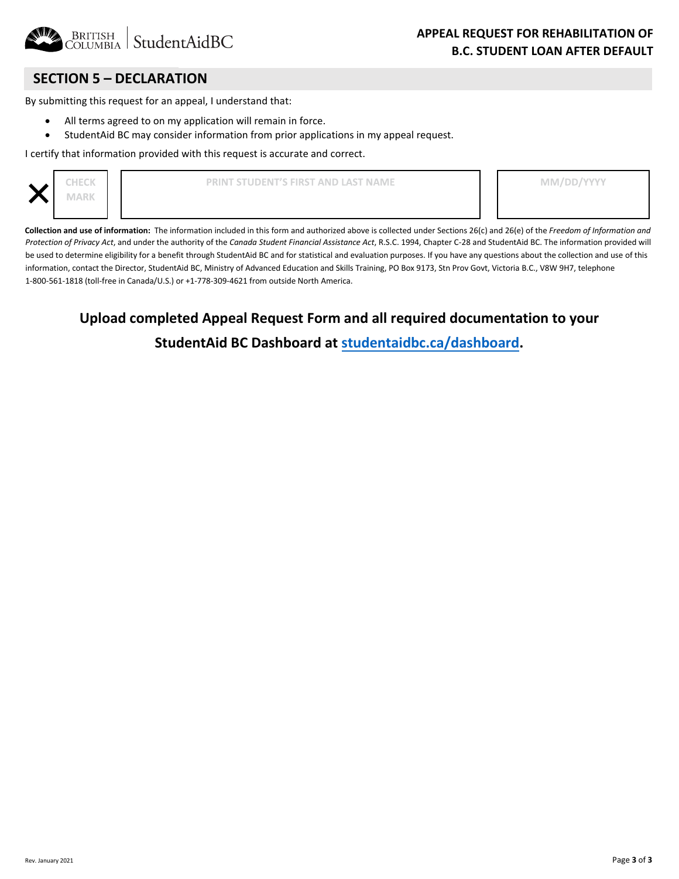## SECTION 5 – DECLARATION

By submitting this request for an appeal, I understand that:

- All terms agreed to on my application will remain in force.
- StudentAid BC may consider information from prior applications in my appeal request.

I certify that information provided with this request is accurate and correct.

| | | |
|---|---|---|
| ✕ CHECK MARK | PRINT STUDENT'S FIRST AND LAST NAME | MM/DD/YYYY |

**Collection and use of information:** The information included in this form and authorized above is collected under Sections 26(c) and 26(e) of the *Freedom of Information and Protection of Privacy Act*, and under the authority of the *Canada Student Financial Assistance Act*, R.S.C. 1994, Chapter C-28 and StudentAid BC. The information provided will be used to determine eligibility for a benefit through StudentAid BC and for statistical and evaluation purposes. If you have any questions about the collection and use of this information, contact the Director, StudentAid BC, Ministry of Advanced Education and Skills Training, PO Box 9173, Stn Prov Govt, Victoria B.C., V8W 9H7, telephone 1-800-561-1818 (toll-free in Canada/U.S.) or +1-778-309-4621 from outside North America.

**Upload completed Appeal Request Form and all required documentation to your StudentAid BC Dashboard at studentaidbc.ca/dashboard.**

Rev. January 2021